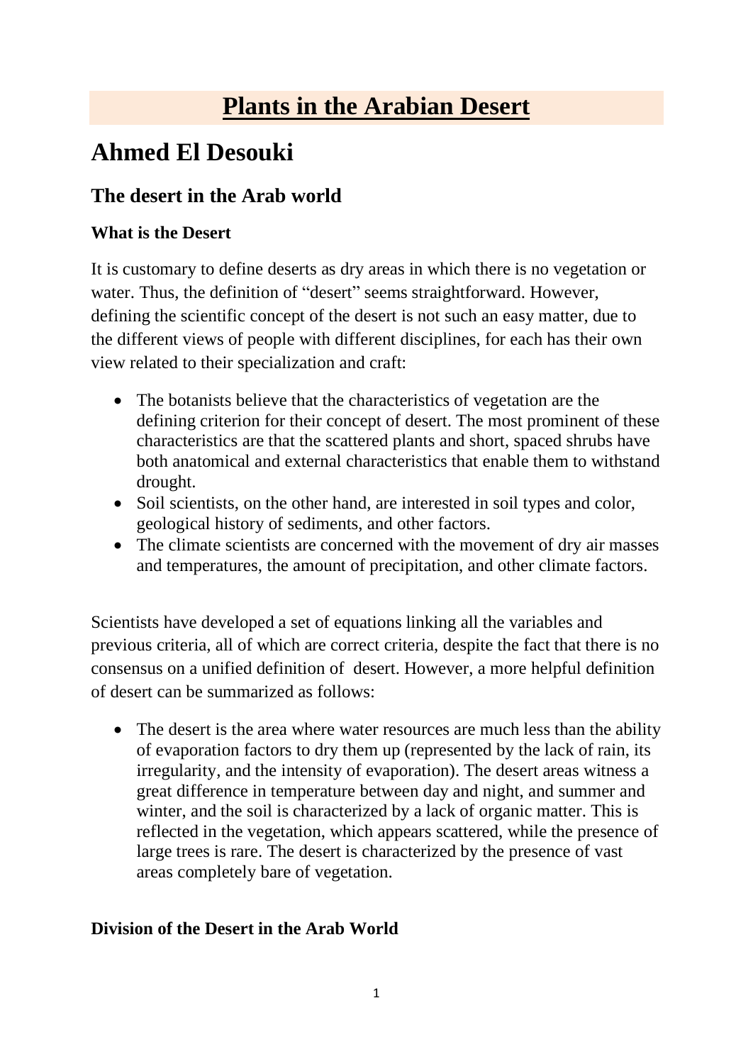# Plants in the Arabian Desert

# Ahmed El Desouki

## The desert in the Arab world

### What is the Desert

It is customary to define deserts as dry areas in which there is no vegetation or water. Thus, the definition of “desert” seems straightforward. However, defining the scientific concept of the desert is not such an easy matter, due to the different views of people with different disciplines, for each has their own view related to their specialization and craft:

- The botanists believe that the characteristics of vegetation are the defining criterion for their concept of desert. The most prominent of these characteristics are that the scattered plants and short, spaced shrubs have both anatomical and external characteristics that enable them to withstand drought.
- Soil scientists, on the other hand, are interested in soil types and color, geological history of sediments, and other factors.
- The climate scientists are concerned with the movement of dry air masses and temperatures, the amount of precipitation, and other climate factors.

Scientists have developed a set of equations linking all the variables and previous criteria, all of which are correct criteria, despite the fact that there is no consensus on a unified definition of desert. However, a more helpful definition of desert can be summarized as follows:

- The desert is the area where water resources are much less than the ability of evaporation factors to dry them up (represented by the lack of rain, its irregularity, and the intensity of evaporation). The desert areas witness a great difference in temperature between day and night, and summer and winter, and the soil is characterized by a lack of organic matter. This is reflected in the vegetation, which appears scattered, while the presence of large trees is rare. The desert is characterized by the presence of vast areas completely bare of vegetation.

### Division of the Desert in the Arab World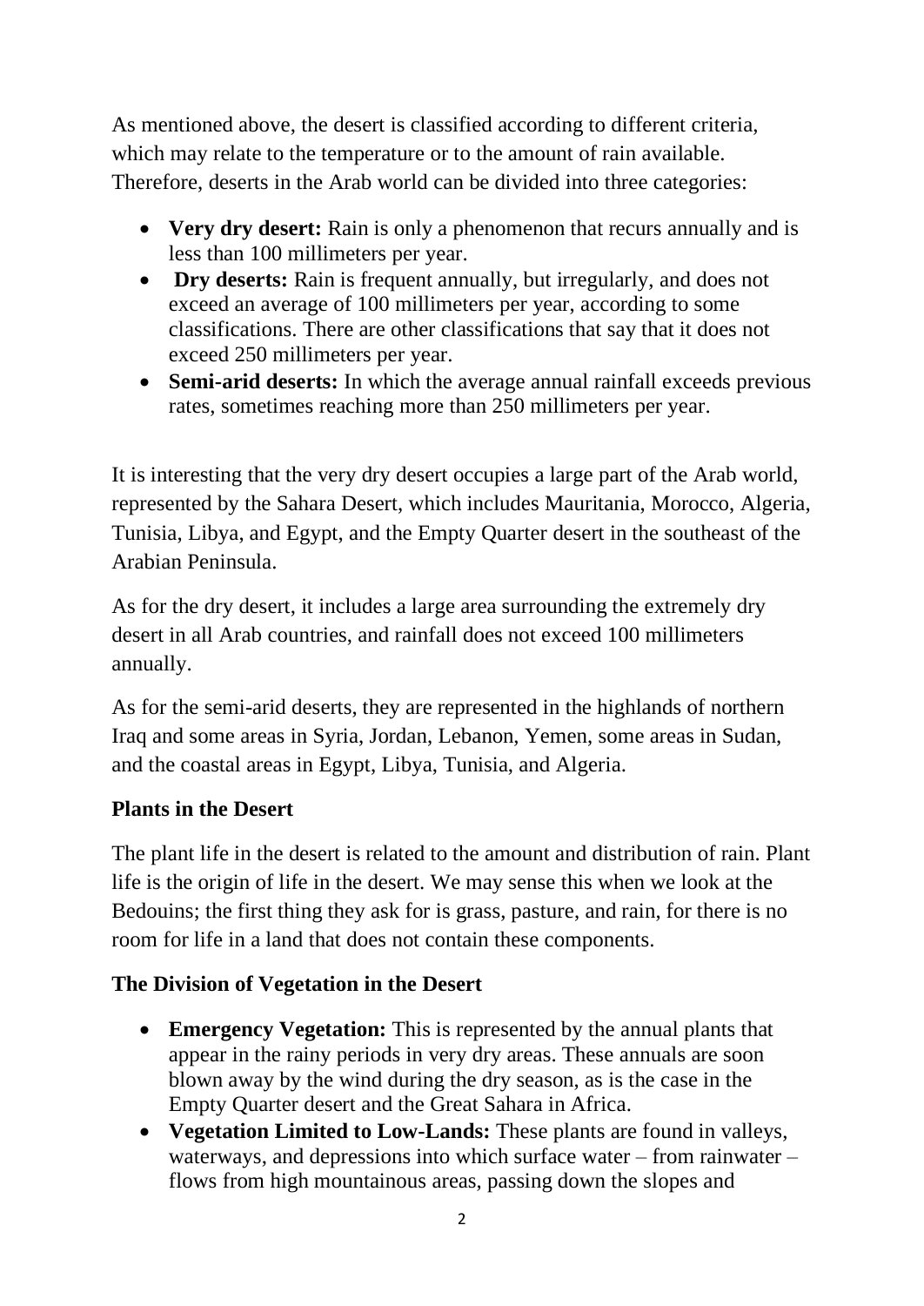As mentioned above, the desert is classified according to different criteria, which may relate to the temperature or to the amount of rain available. Therefore, deserts in the Arab world can be divided into three categories:

- **Very dry desert:** Rain is only a phenomenon that recurs annually and is less than 100 millimeters per year.
- **Dry deserts:** Rain is frequent annually, but irregularly, and does not exceed an average of 100 millimeters per year, according to some classifications. There are other classifications that say that it does not exceed 250 millimeters per year.
- **Semi-arid deserts:** In which the average annual rainfall exceeds previous rates, sometimes reaching more than 250 millimeters per year.

It is interesting that the very dry desert occupies a large part of the Arab world, represented by the Sahara Desert, which includes Mauritania, Morocco, Algeria, Tunisia, Libya, and Egypt, and the Empty Quarter desert in the southeast of the Arabian Peninsula.

As for the dry desert, it includes a large area surrounding the extremely dry desert in all Arab countries, and rainfall does not exceed 100 millimeters annually.

As for the semi-arid deserts, they are represented in the highlands of northern Iraq and some areas in Syria, Jordan, Lebanon, Yemen, some areas in Sudan, and the coastal areas in Egypt, Libya, Tunisia, and Algeria.

### Plants in the Desert

The plant life in the desert is related to the amount and distribution of rain. Plant life is the origin of life in the desert. We may sense this when we look at the Bedouins; the first thing they ask for is grass, pasture, and rain, for there is no room for life in a land that does not contain these components.

### The Division of Vegetation in the Desert

- **Emergency Vegetation:** This is represented by the annual plants that appear in the rainy periods in very dry areas. These annuals are soon blown away by the wind during the dry season, as is the case in the Empty Quarter desert and the Great Sahara in Africa.
- **Vegetation Limited to Low-Lands:** These plants are found in valleys, waterways, and depressions into which surface water – from rainwater – flows from high mountainous areas, passing down the slopes and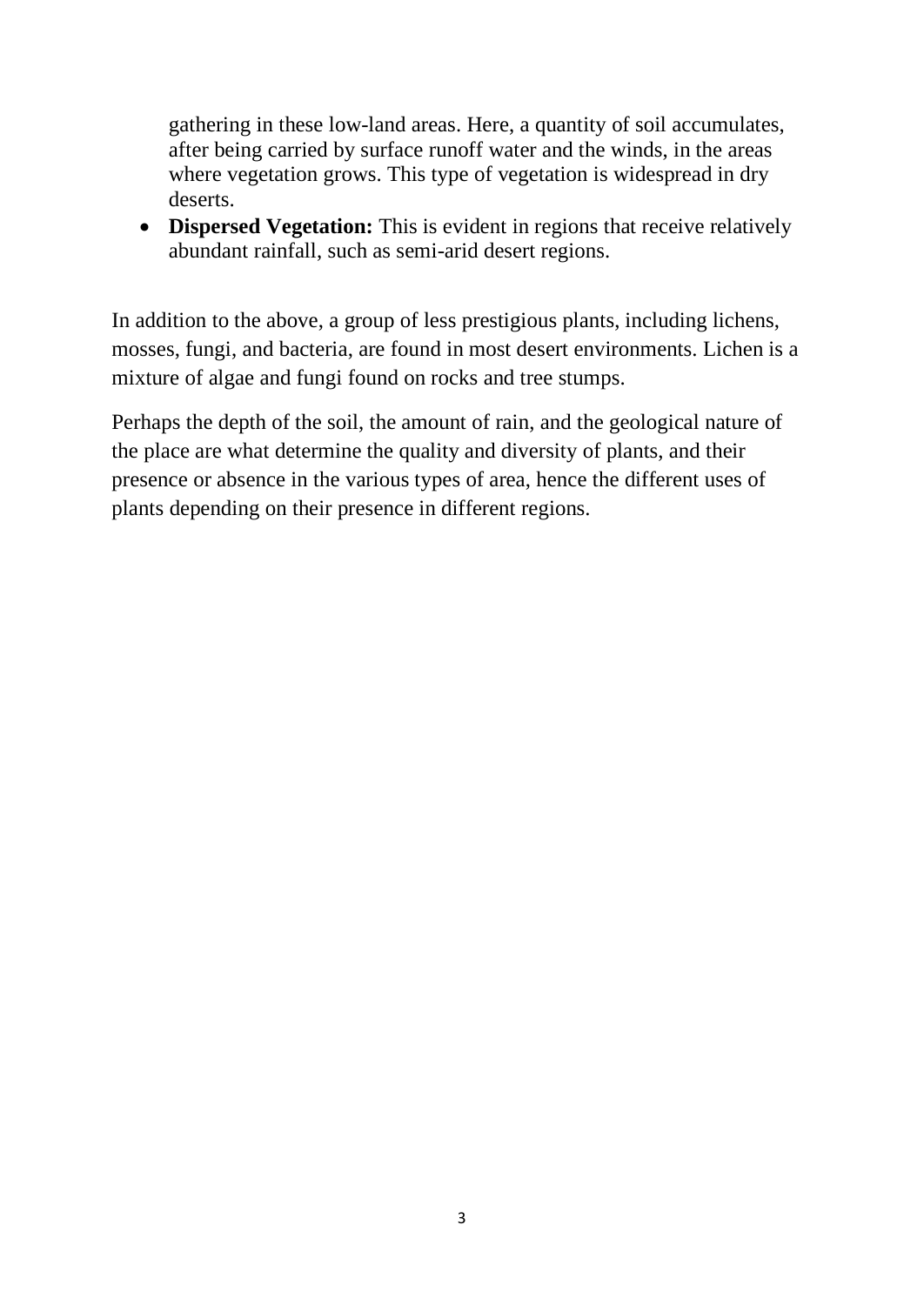gathering in these low-land areas. Here, a quantity of soil accumulates, after being carried by surface runoff water and the winds, in the areas where vegetation grows. This type of vegetation is widespread in dry deserts.

- **Dispersed Vegetation:** This is evident in regions that receive relatively abundant rainfall, such as semi-arid desert regions.

In addition to the above, a group of less prestigious plants, including lichens, mosses, fungi, and bacteria, are found in most desert environments. Lichen is a mixture of algae and fungi found on rocks and tree stumps.

Perhaps the depth of the soil, the amount of rain, and the geological nature of the place are what determine the quality and diversity of plants, and their presence or absence in the various types of area, hence the different uses of plants depending on their presence in different regions.